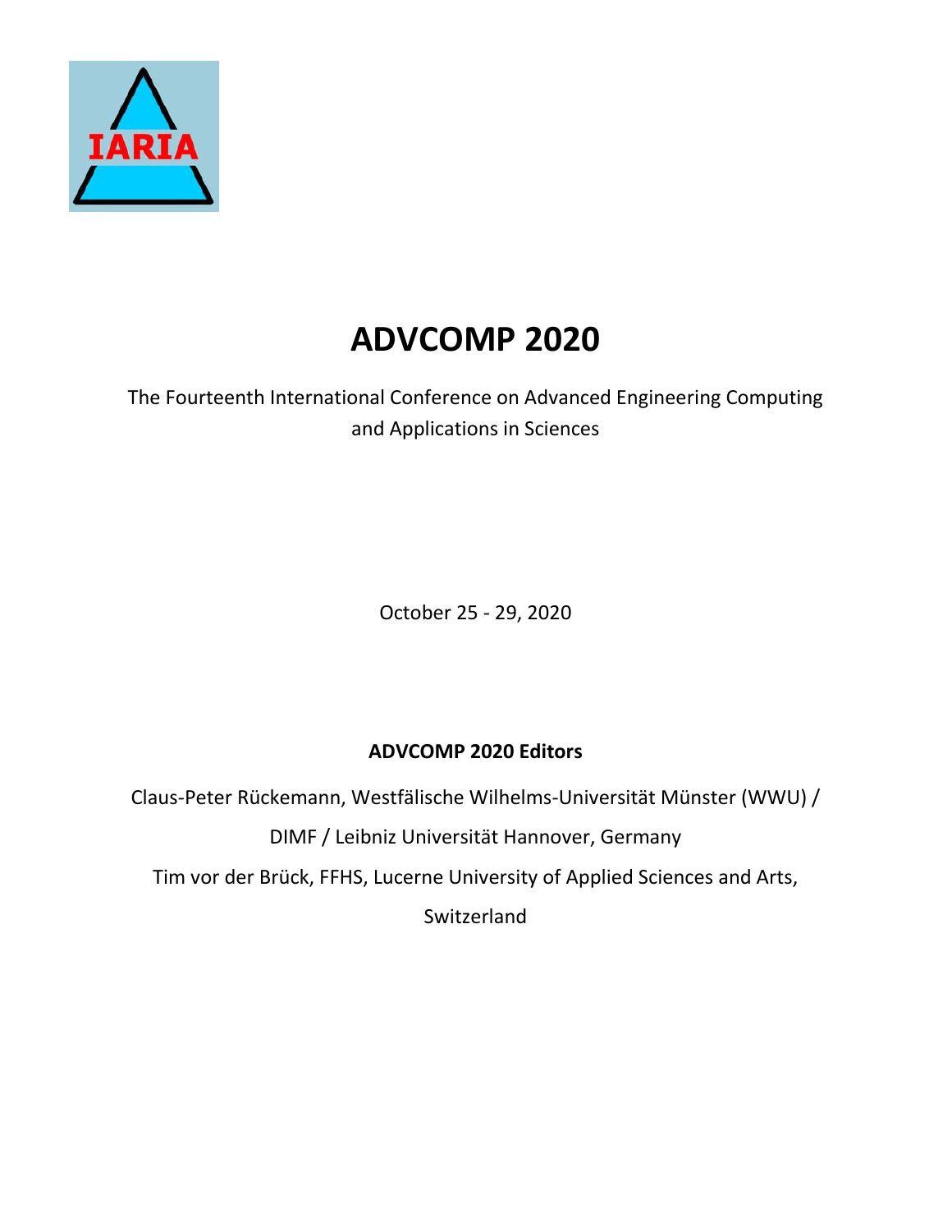# ADVCOMP 2020

The Fourteenth International Conference on Advanced Engineering Computing and Applications in Sciences

October 25 - 29, 2020

**ADVCOMP 2020 Editors**

Claus-Peter Rückemann, Westfälische Wilhelms-Universität Münster (WWU) / DIMF / Leibniz Universität Hannover, Germany

Tim vor der Brück, FFHS, Lucerne University of Applied Sciences and Arts, Switzerland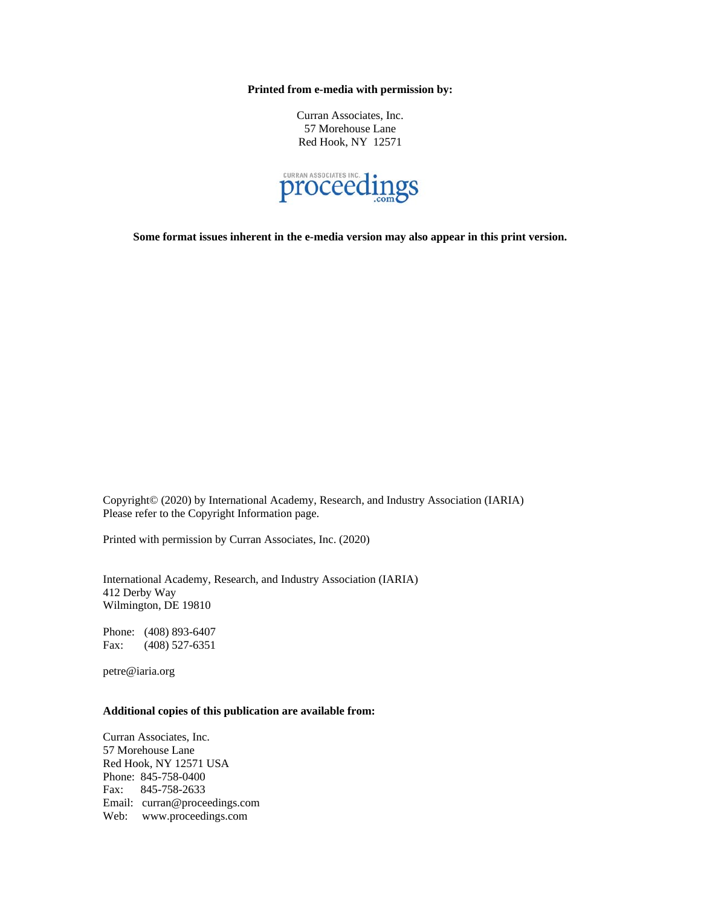**Printed from e-media with permission by:**

Curran Associates, Inc.
57 Morehouse Lane
Red Hook, NY 12571

**Some format issues inherent in the e-media version may also appear in this print version.**

Copyright© (2020) by International Academy, Research, and Industry Association (IARIA)
Please refer to the Copyright Information page.

Printed with permission by Curran Associates, Inc. (2020)

International Academy, Research, and Industry Association (IARIA)
412 Derby Way
Wilmington, DE 19810

Phone: (408) 893-6407
Fax: (408) 527-6351

petre@iaria.org

**Additional copies of this publication are available from:**

Curran Associates, Inc.
57 Morehouse Lane
Red Hook, NY 12571 USA
Phone: 845-758-0400
Fax: 845-758-2633
Email: curran@proceedings.com
Web: www.proceedings.com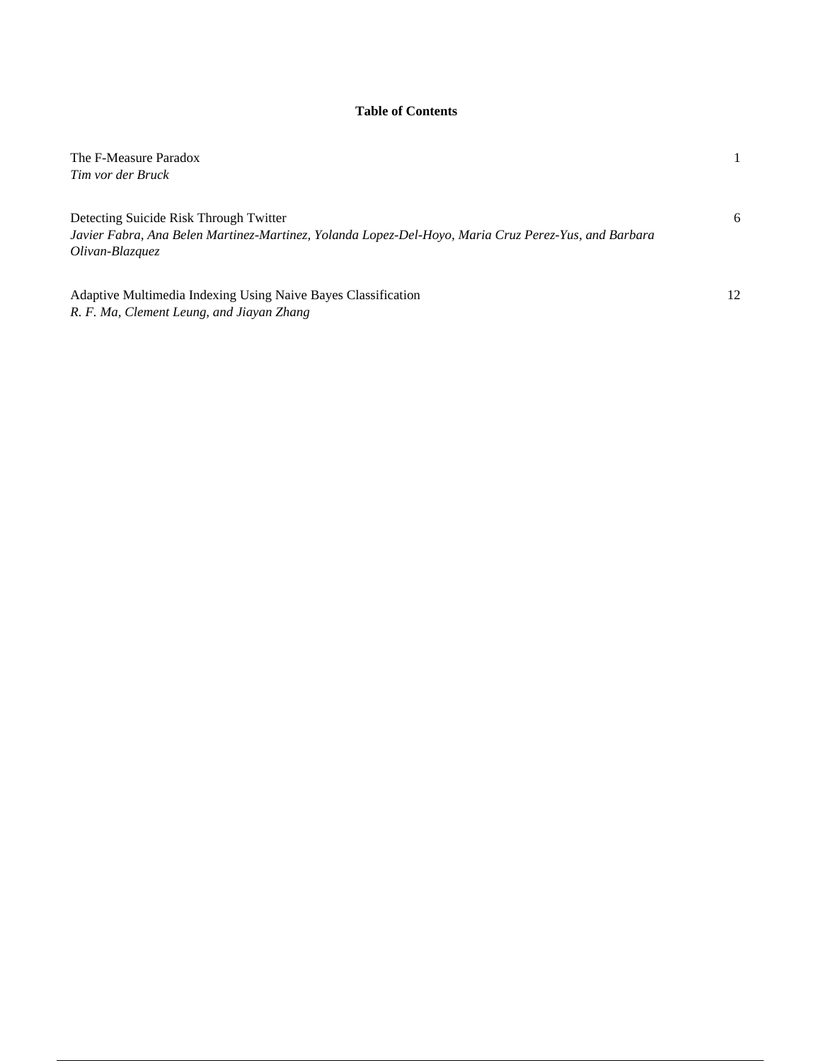**Table of Contents**

The F-Measure Paradox — 1
*Tim vor der Bruck*

Detecting Suicide Risk Through Twitter — 6
*Javier Fabra, Ana Belen Martinez-Martinez, Yolanda Lopez-Del-Hoyo, Maria Cruz Perez-Yus, and Barbara Olivan-Blazquez*

Adaptive Multimedia Indexing Using Naive Bayes Classification — 12
*R. F. Ma, Clement Leung, and Jiayan Zhang*